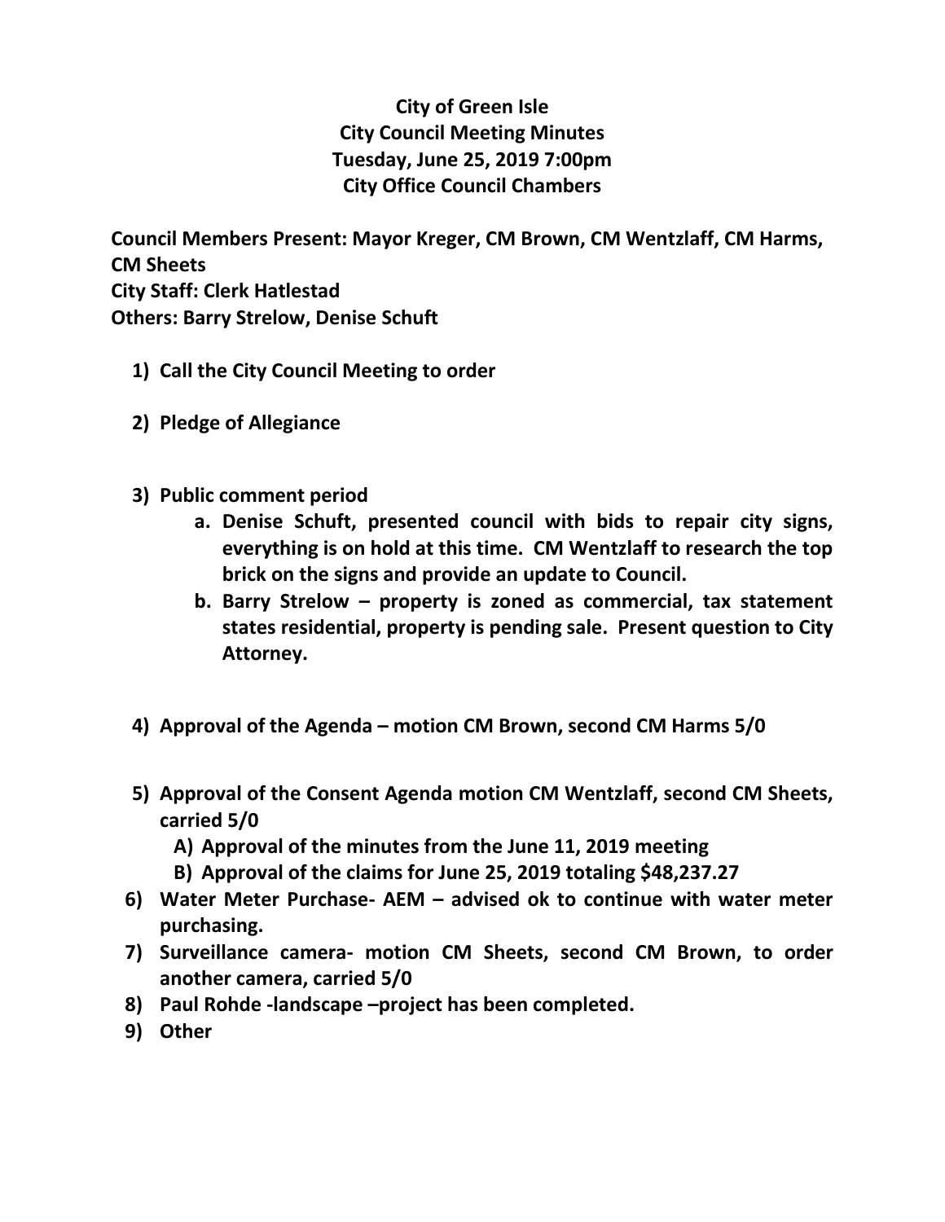# City of Green Isle
## City Council Meeting Minutes
### Tuesday, June 25, 2019 7:00pm
### City Office Council Chambers

**Council Members Present: Mayor Kreger, CM Brown, CM Wentzlaff, CM Harms, CM Sheets**
**City Staff: Clerk Hatlestad**
**Others: Barry Strelow, Denise Schuft**

1) **Call the City Council Meeting to order**

2) **Pledge of Allegiance**

3) **Public comment period**
   a. **Denise Schuft, presented council with bids to repair city signs, everything is on hold at this time. CM Wentzlaff to research the top brick on the signs and provide an update to Council.**
   b. **Barry Strelow – property is zoned as commercial, tax statement states residential, property is pending sale. Present question to City Attorney.**

4) **Approval of the Agenda – motion CM Brown, second CM Harms 5/0**

5) **Approval of the Consent Agenda motion CM Wentzlaff, second CM Sheets, carried 5/0**
   A) **Approval of the minutes from the June 11, 2019 meeting**
   B) **Approval of the claims for June 25, 2019 totaling $48,237.27**

6) **Water Meter Purchase- AEM – advised ok to continue with water meter purchasing.**
7) **Surveillance camera- motion CM Sheets, second CM Brown, to order another camera, carried 5/0**
8) **Paul Rohde -landscape –project has been completed.**
9) **Other**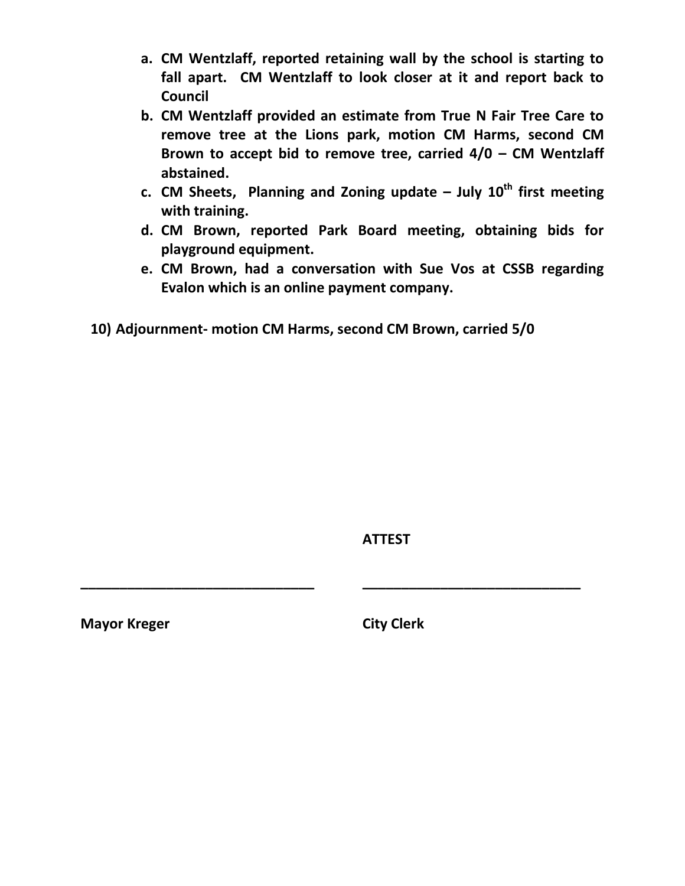a. **CM Wentzlaff, reported retaining wall by the school is starting to fall apart. CM Wentzlaff to look closer at it and report back to Council**
b. **CM Wentzlaff provided an estimate from True N Fair Tree Care to remove tree at the Lions park, motion CM Harms, second CM Brown to accept bid to remove tree, carried 4/0 – CM Wentzlaff abstained.**
c. **CM Sheets, Planning and Zoning update – July 10th first meeting with training.**
d. **CM Brown, reported Park Board meeting, obtaining bids for playground equipment.**
e. **CM Brown, had a conversation with Sue Vos at CSSB regarding Evalon which is an online payment company.**

**10) Adjournment- motion CM Harms, second CM Brown, carried 5/0**

**ATTEST**

**\_\_\_\_\_\_\_\_\_\_\_\_\_\_\_\_\_\_\_\_\_\_\_\_\_\_\_\_\_\_\_\_**    **\_\_\_\_\_\_\_\_\_\_\_\_\_\_\_\_\_\_\_\_\_\_\_\_\_\_\_\_\_\_\_**

**Mayor Kreger**    **City Clerk**